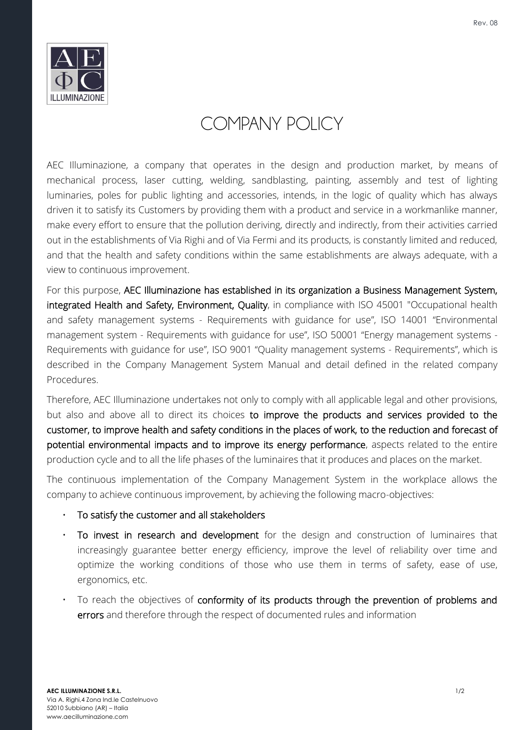# COMPANY POLICY

AEC Illuminazione, a company that operates in the design and production market, by means of mechanical process, laser cutting, welding, sandblasting, painting, assembly and test of lighting luminaries, poles for public lighting and accessories, intends, in the logic of quality which has always driven it to satisfy its Customers by providing them with a product and service in a workmanlike manner, make every effort to ensure that the pollution deriving, directly and indirectly, from their activities carried out in the establishments of Via Righi and of Via Fermi and its products, is constantly limited and reduced, and that the health and safety conditions within the same establishments are always adequate, with a view to continuous improvement.

For this purpose, **AEC Illuminazione has established in its organization a Business Management System, integrated Health and Safety, Environment, Quality**, in compliance with ISO 45001 "Occupational health and safety management systems - Requirements with guidance for use", ISO 14001 "Environmental management system - Requirements with guidance for use", ISO 50001 "Energy management systems - Requirements with guidance for use", ISO 9001 "Quality management systems - Requirements", which is described in the Company Management System Manual and detail defined in the related company Procedures.

Therefore, AEC Illuminazione undertakes not only to comply with all applicable legal and other provisions, but also and above all to direct its choices **to improve the products and services provided to the customer, to improve health and safety conditions in the places of work, to the reduction and forecast of potential environmental impacts and to improve its energy performance**, aspects related to the entire production cycle and to all the life phases of the luminaires that it produces and places on the market.

The continuous implementation of the Company Management System in the workplace allows the company to achieve continuous improvement, by achieving the following macro-objectives:

- **To satisfy the customer and all stakeholders**
- **To invest in research and development** for the design and construction of luminaires that increasingly guarantee better energy efficiency, improve the level of reliability over time and optimize the working conditions of those who use them in terms of safety, ease of use, ergonomics, etc.
- To reach the objectives of **conformity of its products through the prevention of problems and errors** and therefore through the respect of documented rules and information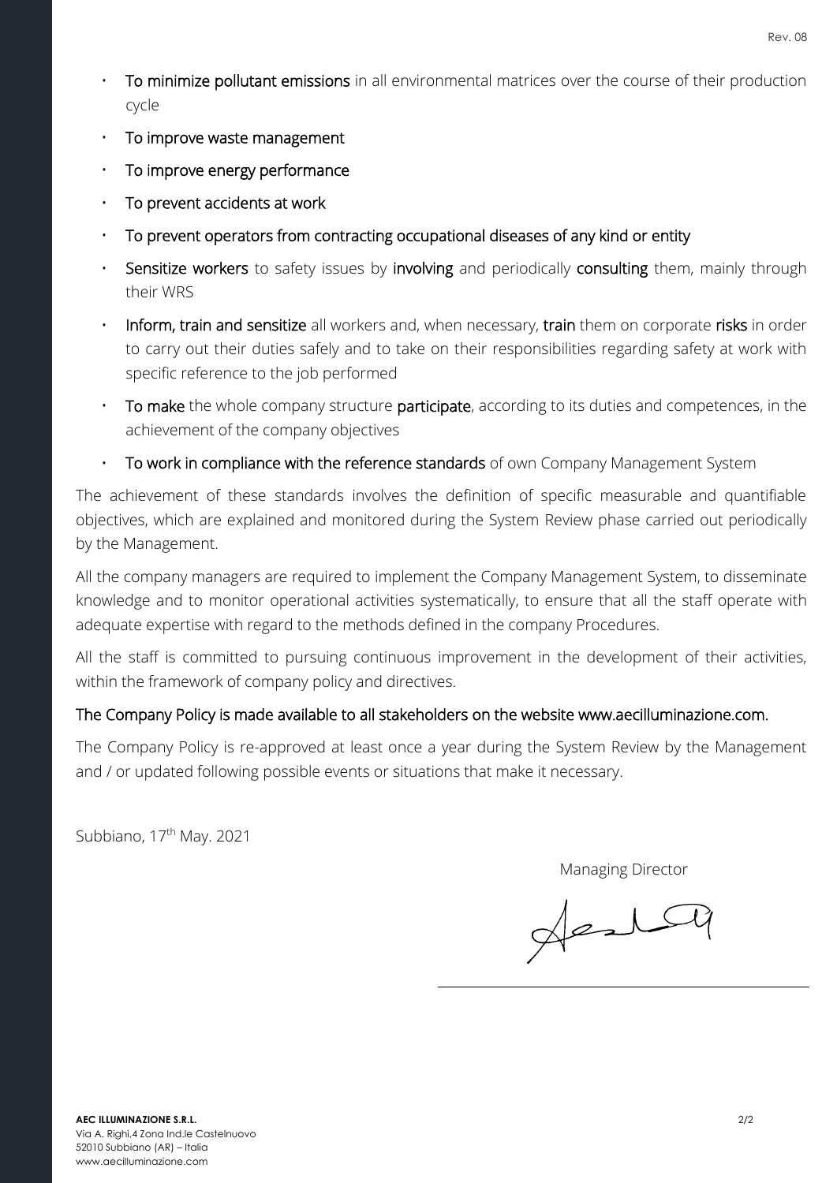- **To minimize pollutant emissions** in all environmental matrices over the course of their production cycle
- **To improve waste management**
- **To improve energy performance**
- **To prevent accidents at work**
- **To prevent operators from contracting occupational diseases of any kind or entity**
- **Sensitize workers** to safety issues by **involving** and periodically **consulting** them, mainly through their WRS
- **Inform, train and sensitize** all workers and, when necessary, **train** them on corporate **risks** in order to carry out their duties safely and to take on their responsibilities regarding safety at work with specific reference to the job performed
- **To make** the whole company structure **participate**, according to its duties and competences, in the achievement of the company objectives
- **To work in compliance with the reference standards** of own Company Management System

The achievement of these standards involves the definition of specific measurable and quantifiable objectives, which are explained and monitored during the System Review phase carried out periodically by the Management.

All the company managers are required to implement the Company Management System, to disseminate knowledge and to monitor operational activities systematically, to ensure that all the staff operate with adequate expertise with regard to the methods defined in the company Procedures.

All the staff is committed to pursuing continuous improvement in the development of their activities, within the framework of company policy and directives.

The Company Policy is made available to all stakeholders on the website www.aecilluminazione.com.

The Company Policy is re-approved at least once a year during the System Review by the Management and / or updated following possible events or situations that make it necessary.

Subbiano, 17th May. 2021

Managing Director

**AEC ILLUMINAZIONE S.R.L.**
Via A. Righi,4 Zona Ind.le Castelnuovo
52010 Subbiano (AR) – Italia
www.aecilluminazione.com